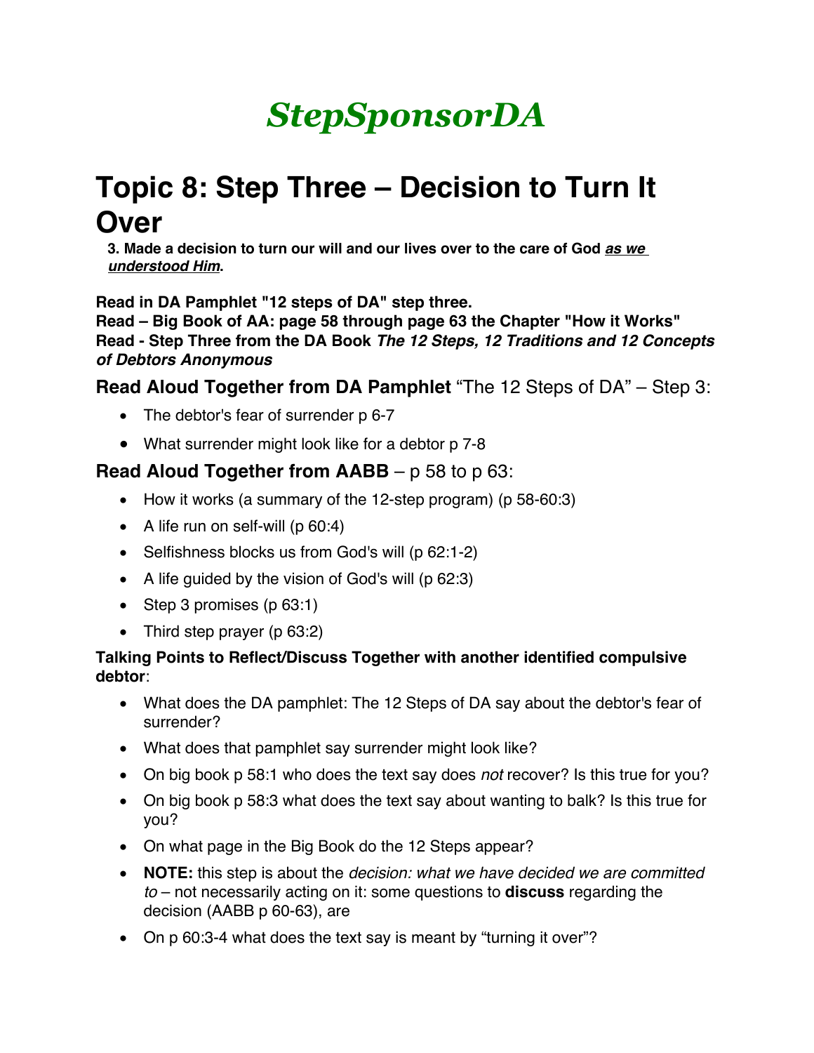# *StepSponsorDA*

## Topic 8: Step Three – Decision to Turn It Over

**3. Made a decision to turn our will and our lives over to the care of God *as we understood Him*.**

**Read in DA Pamphlet "12 steps of DA" step three.**
**Read – Big Book of AA: page 58 through page 63 the Chapter "How it Works"**
**Read - Step Three from the DA Book *The 12 Steps, 12 Traditions and 12 Concepts of Debtors Anonymous***

### **Read Aloud Together from DA Pamphlet** "The 12 Steps of DA" – Step 3:

- The debtor's fear of surrender p 6-7
- What surrender might look like for a debtor p 7-8

### **Read Aloud Together from AABB** – p 58 to p 63:

- How it works (a summary of the 12-step program) (p 58-60:3)
- A life run on self-will (p 60:4)
- Selfishness blocks us from God's will (p 62:1-2)
- A life guided by the vision of God's will (p 62:3)
- Step 3 promises (p 63:1)
- Third step prayer (p 63:2)

**Talking Points to Reflect/Discuss Together with another identified compulsive debtor**:

- What does the DA pamphlet: The 12 Steps of DA say about the debtor's fear of surrender?
- What does that pamphlet say surrender might look like?
- On big book p 58:1 who does the text say does *not* recover? Is this true for you?
- On big book p 58:3 what does the text say about wanting to balk? Is this true for you?
- On what page in the Big Book do the 12 Steps appear?
- **NOTE:** this step is about the *decision: what we have decided we are committed to* – not necessarily acting on it: some questions to **discuss** regarding the decision (AABB p 60-63), are
- On p 60:3-4 what does the text say is meant by "turning it over"?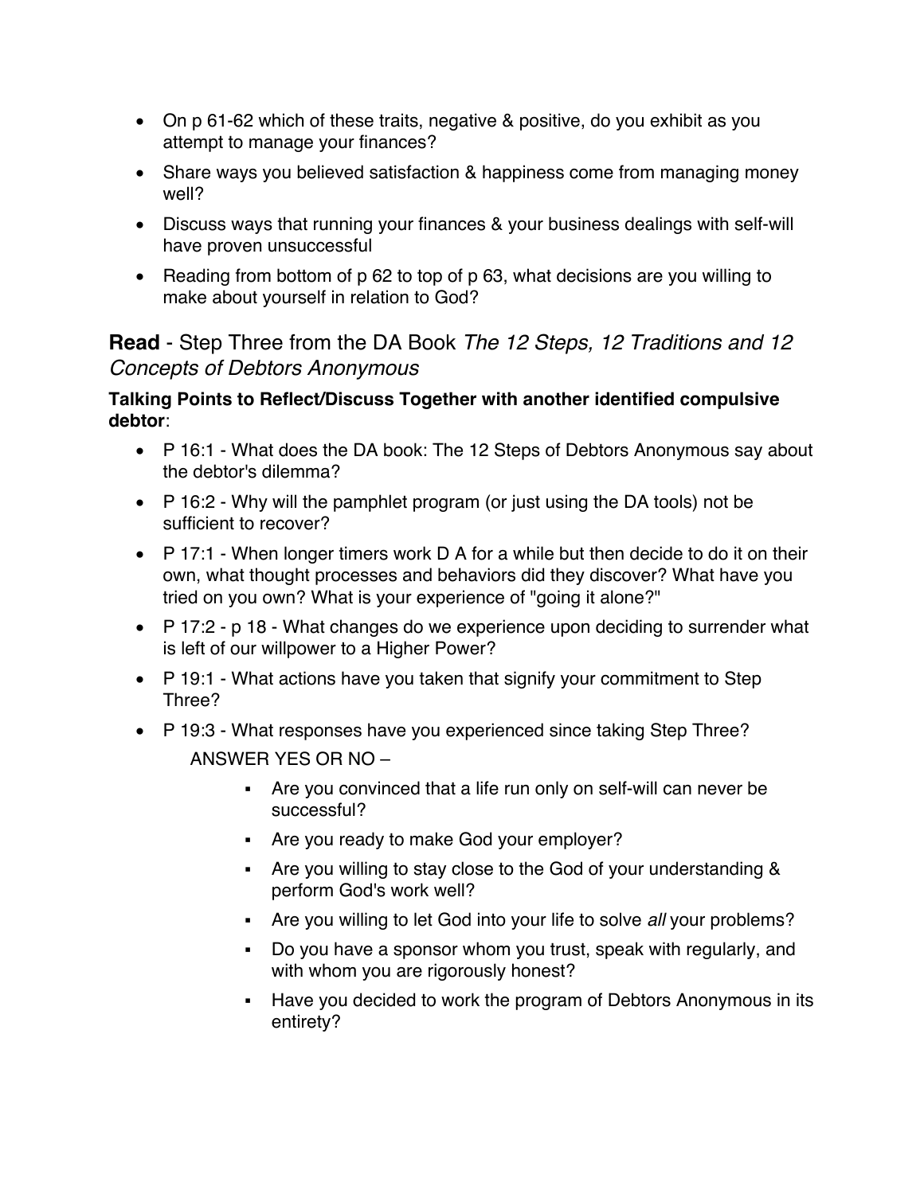- On p 61-62 which of these traits, negative & positive, do you exhibit as you attempt to manage your finances?
- Share ways you believed satisfaction & happiness come from managing money well?
- Discuss ways that running your finances & your business dealings with self-will have proven unsuccessful
- Reading from bottom of p 62 to top of p 63, what decisions are you willing to make about yourself in relation to God?

## **Read** - Step Three from the DA Book *The 12 Steps, 12 Traditions and 12 Concepts of Debtors Anonymous*

**Talking Points to Reflect/Discuss Together with another identified compulsive debtor**:

- P 16:1 - What does the DA book: The 12 Steps of Debtors Anonymous say about the debtor's dilemma?
- P 16:2 - Why will the pamphlet program (or just using the DA tools) not be sufficient to recover?
- P 17:1 - When longer timers work D A for a while but then decide to do it on their own, what thought processes and behaviors did they discover? What have you tried on you own? What is your experience of "going it alone?"
- P 17:2 - p 18 - What changes do we experience upon deciding to surrender what is left of our willpower to a Higher Power?
- P 19:1 - What actions have you taken that signify your commitment to Step Three?
- P 19:3 - What responses have you experienced since taking Step Three?

  ANSWER YES OR NO –

    - Are you convinced that a life run only on self-will can never be successful?
    - Are you ready to make God your employer?
    - Are you willing to stay close to the God of your understanding & perform God's work well?
    - Are you willing to let God into your life to solve *all* your problems?
    - Do you have a sponsor whom you trust, speak with regularly, and with whom you are rigorously honest?
    - Have you decided to work the program of Debtors Anonymous in its entirety?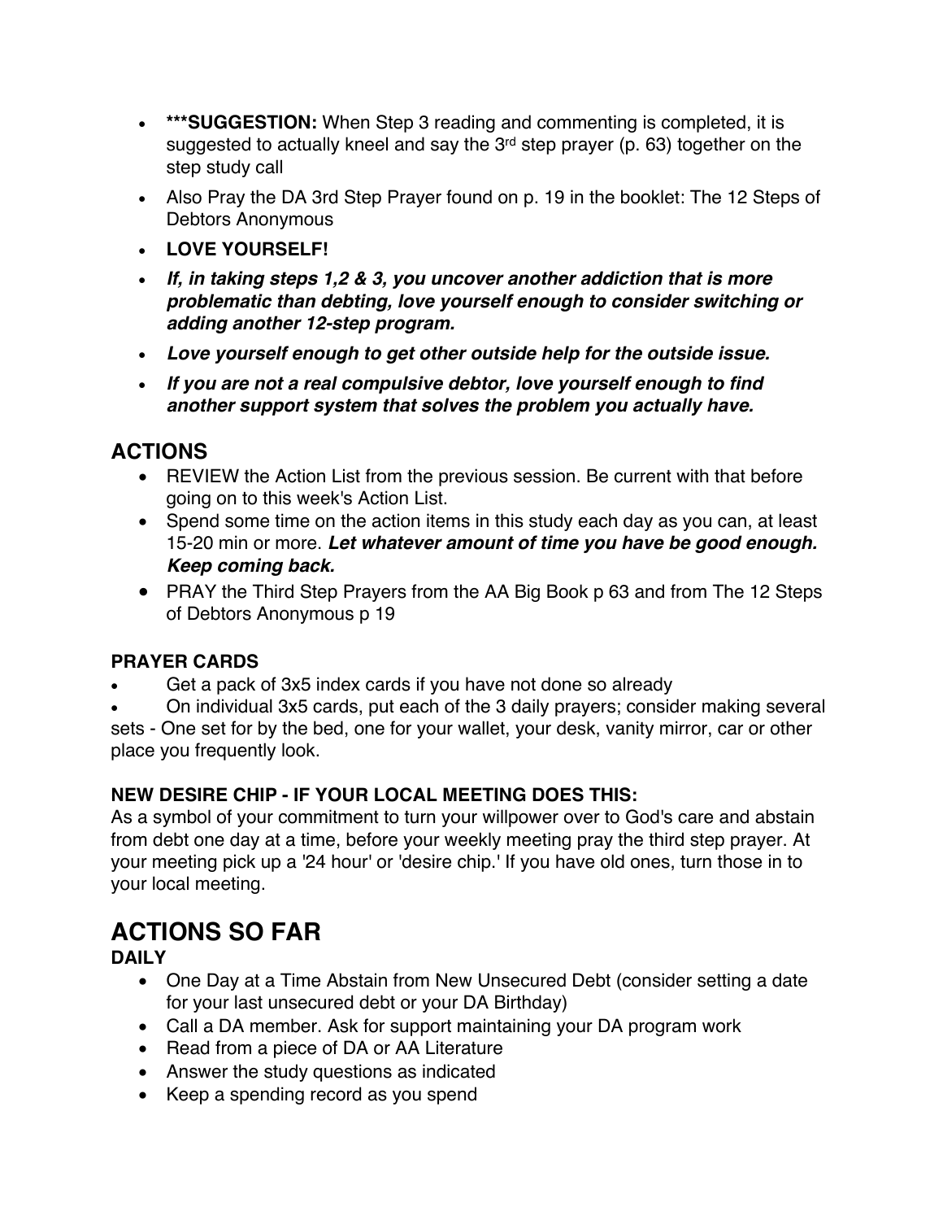- ***SUGGESTION:** When Step 3 reading and commenting is completed, it is suggested to actually kneel and say the 3rd step prayer (p. 63) together on the step study call
- Also Pray the DA 3rd Step Prayer found on p. 19 in the booklet: The 12 Steps of Debtors Anonymous
- **LOVE YOURSELF!**
- ***If, in taking steps 1,2 & 3, you uncover another addiction that is more problematic than debting, love yourself enough to consider switching or adding another 12-step program.***
- ***Love yourself enough to get other outside help for the outside issue.***
- ***If you are not a real compulsive debtor, love yourself enough to find another support system that solves the problem you actually have.***

## ACTIONS

- REVIEW the Action List from the previous session. Be current with that before going on to this week's Action List.
- Spend some time on the action items in this study each day as you can, at least 15-20 min or more. ***Let whatever amount of time you have be good enough. Keep coming back.***
- PRAY the Third Step Prayers from the AA Big Book p 63 and from The 12 Steps of Debtors Anonymous p 19

### PRAYER CARDS

- Get a pack of 3x5 index cards if you have not done so already
- On individual 3x5 cards, put each of the 3 daily prayers; consider making several sets - One set for by the bed, one for your wallet, your desk, vanity mirror, car or other place you frequently look.

### NEW DESIRE CHIP - IF YOUR LOCAL MEETING DOES THIS:

As a symbol of your commitment to turn your willpower over to God's care and abstain from debt one day at a time, before your weekly meeting pray the third step prayer. At your meeting pick up a '24 hour' or 'desire chip.' If you have old ones, turn those in to your local meeting.

# ACTIONS SO FAR

### DAILY

- One Day at a Time Abstain from New Unsecured Debt (consider setting a date for your last unsecured debt or your DA Birthday)
- Call a DA member. Ask for support maintaining your DA program work
- Read from a piece of DA or AA Literature
- Answer the study questions as indicated
- Keep a spending record as you spend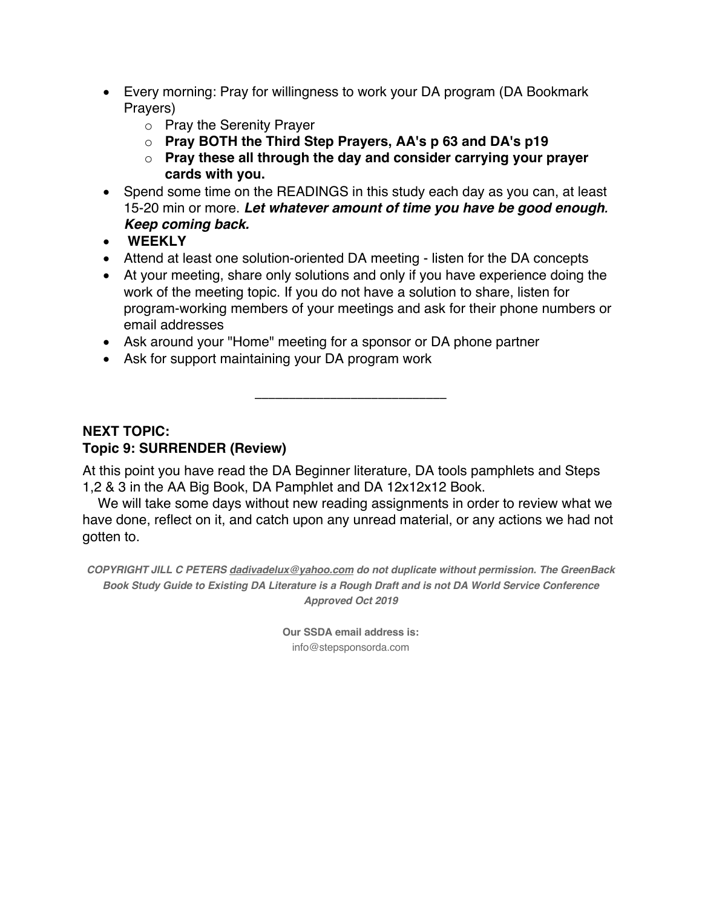- Every morning: Pray for willingness to work your DA program (DA Bookmark Prayers)
    - Pray the Serenity Prayer
    - **Pray BOTH the Third Step Prayers, AA's p 63 and DA's p19**
    - **Pray these all through the day and consider carrying your prayer cards with you.**
- Spend some time on the READINGS in this study each day as you can, at least 15-20 min or more. ***Let whatever amount of time you have be good enough. Keep coming back.***
- **WEEKLY**
- Attend at least one solution-oriented DA meeting - listen for the DA concepts
- At your meeting, share only solutions and only if you have experience doing the work of the meeting topic. If you do not have a solution to share, listen for program-working members of your meetings and ask for their phone numbers or email addresses
- Ask around your "Home" meeting for a sponsor or DA phone partner
- Ask for support maintaining your DA program work

---

**NEXT TOPIC:**
**Topic 9: SURRENDER (Review)**

At this point you have read the DA Beginner literature, DA tools pamphlets and Steps 1,2 & 3 in the AA Big Book, DA Pamphlet and DA 12x12x12 Book.

We will take some days without new reading assignments in order to review what we have done, reflect on it, and catch upon any unread material, or any actions we had not gotten to.

***COPYRIGHT JILL C PETERS dadivadelux@yahoo.com do not duplicate without permission. The GreenBack Book Study Guide to Existing DA Literature is a Rough Draft and is not DA World Service Conference Approved Oct 2019***

**Our SSDA email address is:**
info@stepsponsorda.com